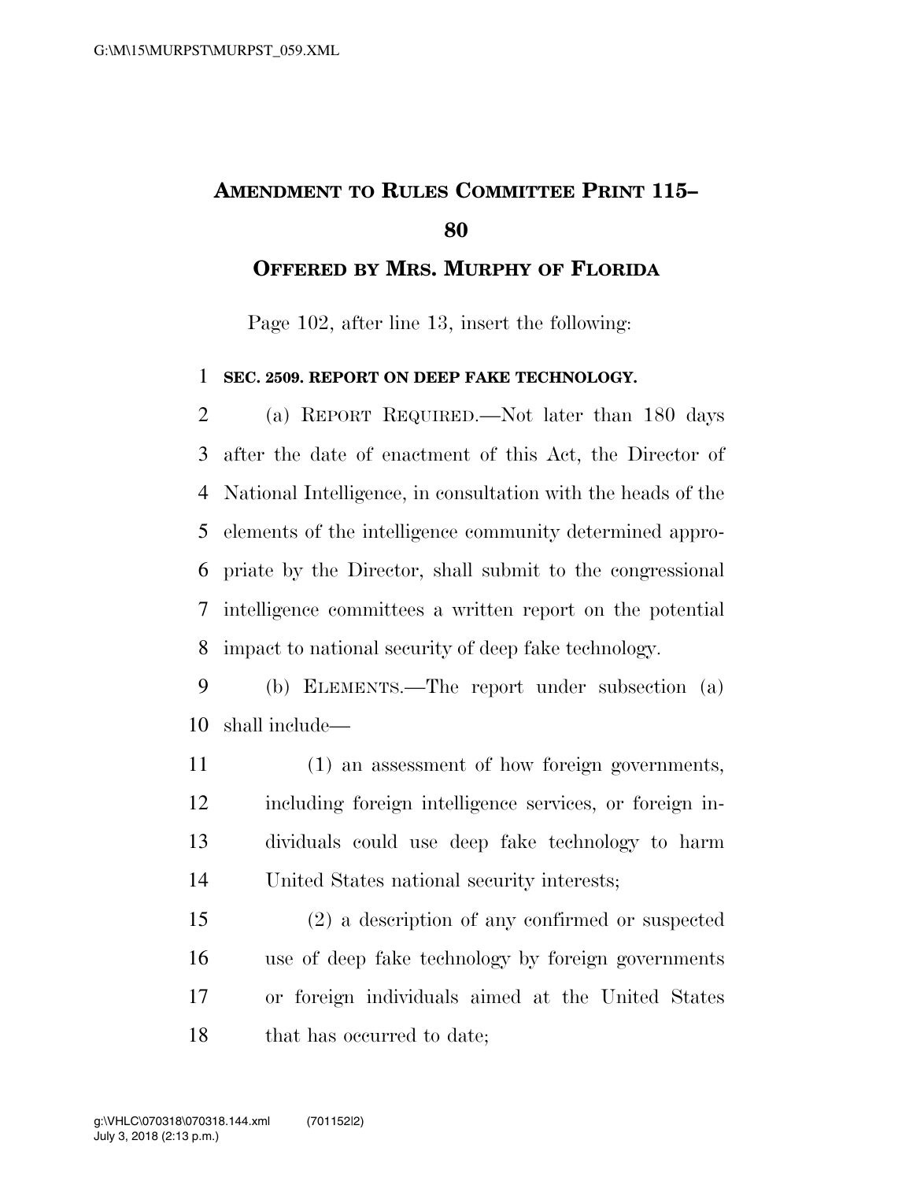# AMENDMENT TO RULES COMMITTEE PRINT 115–80

## OFFERED BY MRS. MURPHY OF FLORIDA

Page 102, after line 13, insert the following:

**SEC. 2509. REPORT ON DEEP FAKE TECHNOLOGY.**

(a) REPORT REQUIRED.—Not later than 180 days after the date of enactment of this Act, the Director of National Intelligence, in consultation with the heads of the elements of the intelligence community determined appropriate by the Director, shall submit to the congressional intelligence committees a written report on the potential impact to national security of deep fake technology.

(b) ELEMENTS.—The report under subsection (a) shall include—

(1) an assessment of how foreign governments, including foreign intelligence services, or foreign individuals could use deep fake technology to harm United States national security interests;

(2) a description of any confirmed or suspected use of deep fake technology by foreign governments or foreign individuals aimed at the United States that has occurred to date;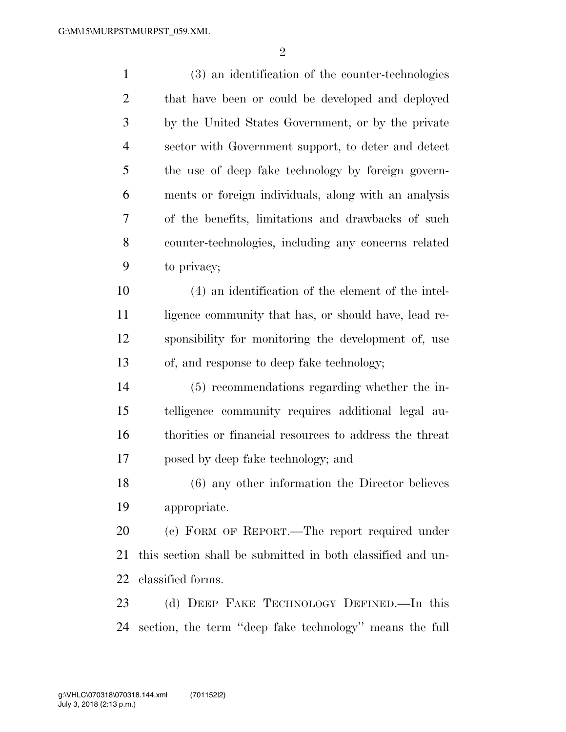(3) an identification of the counter-technologies that have been or could be developed and deployed by the United States Government, or by the private sector with Government support, to deter and detect the use of deep fake technology by foreign governments or foreign individuals, along with an analysis of the benefits, limitations and drawbacks of such counter-technologies, including any concerns related to privacy;

(4) an identification of the element of the intelligence community that has, or should have, lead responsibility for monitoring the development of, use of, and response to deep fake technology;

(5) recommendations regarding whether the intelligence community requires additional legal authorities or financial resources to address the threat posed by deep fake technology; and

(6) any other information the Director believes appropriate.

(c) FORM OF REPORT.—The report required under this section shall be submitted in both classified and unclassified forms.

(d) DEEP FAKE TECHNOLOGY DEFINED.—In this section, the term ''deep fake technology'' means the full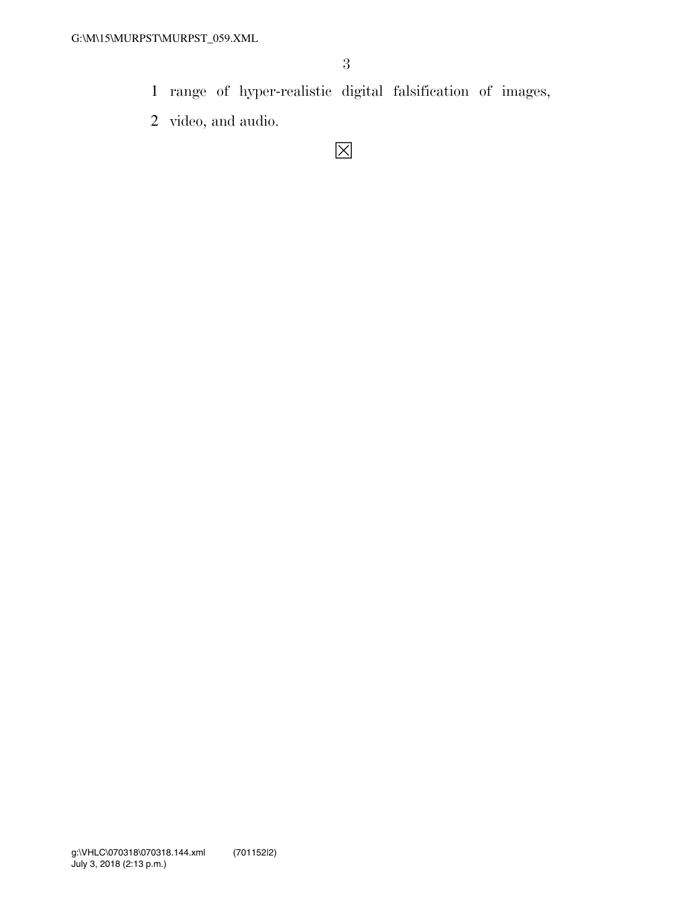range of hyper-realistic digital falsification of images, video, and audio.